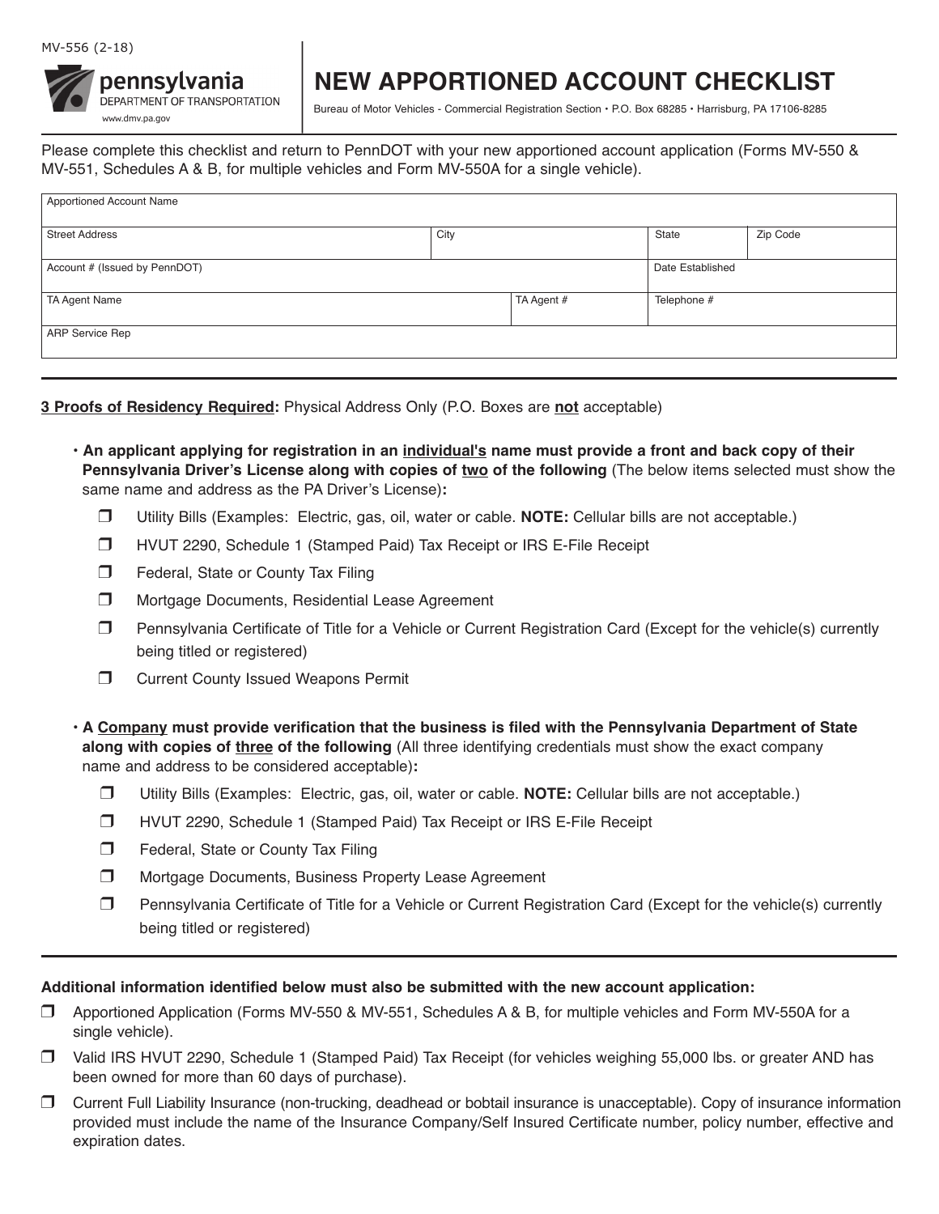MV-556 (2-18)

pennsylvania
DEPARTMENT OF TRANSPORTATION
www.dmv.pa.gov

# NEW APPORTIONED ACCOUNT CHECKLIST

Bureau of Motor Vehicles - Commercial Registration Section • P.O. Box 68285 • Harrisburg, PA 17106-8285

Please complete this checklist and return to PennDOT with your new apportioned account application (Forms MV-550 & MV-551, Schedules A & B, for multiple vehicles and Form MV-550A for a single vehicle).

| Apportioned Account Name | | | |
|---|---|---|---|
| Street Address | City | State | Zip Code |
| Account # (Issued by PennDOT) | | Date Established | |
| TA Agent Name | TA Agent # | Telephone # | |
| ARP Service Rep | | | |

**3 Proofs of Residency Required:** Physical Address Only (P.O. Boxes are **not** acceptable)

- **An applicant applying for registration in an individual's name must provide a front and back copy of their Pennsylvania Driver's License along with copies of two of the following** (The below items selected must show the same name and address as the PA Driver's License)**:**
  - ❒ Utility Bills (Examples: Electric, gas, oil, water or cable. **NOTE:** Cellular bills are not acceptable.)
  - ❒ HVUT 2290, Schedule 1 (Stamped Paid) Tax Receipt or IRS E-File Receipt
  - ❒ Federal, State or County Tax Filing
  - ❒ Mortgage Documents, Residential Lease Agreement
  - ❒ Pennsylvania Certificate of Title for a Vehicle or Current Registration Card (Except for the vehicle(s) currently being titled or registered)
  - ❒ Current County Issued Weapons Permit

- **A Company must provide verification that the business is filed with the Pennsylvania Department of State along with copies of three of the following** (All three identifying credentials must show the exact company name and address to be considered acceptable)**:**
  - ❒ Utility Bills (Examples: Electric, gas, oil, water or cable. **NOTE:** Cellular bills are not acceptable.)
  - ❒ HVUT 2290, Schedule 1 (Stamped Paid) Tax Receipt or IRS E-File Receipt
  - ❒ Federal, State or County Tax Filing
  - ❒ Mortgage Documents, Business Property Lease Agreement
  - ❒ Pennsylvania Certificate of Title for a Vehicle or Current Registration Card (Except for the vehicle(s) currently being titled or registered)

**Additional information identified below must also be submitted with the new account application:**

- ❒ Apportioned Application (Forms MV-550 & MV-551, Schedules A & B, for multiple vehicles and Form MV-550A for a single vehicle).
- ❒ Valid IRS HVUT 2290, Schedule 1 (Stamped Paid) Tax Receipt (for vehicles weighing 55,000 lbs. or greater AND has been owned for more than 60 days of purchase).
- ❒ Current Full Liability Insurance (non-trucking, deadhead or bobtail insurance is unacceptable). Copy of insurance information provided must include the name of the Insurance Company/Self Insured Certificate number, policy number, effective and expiration dates.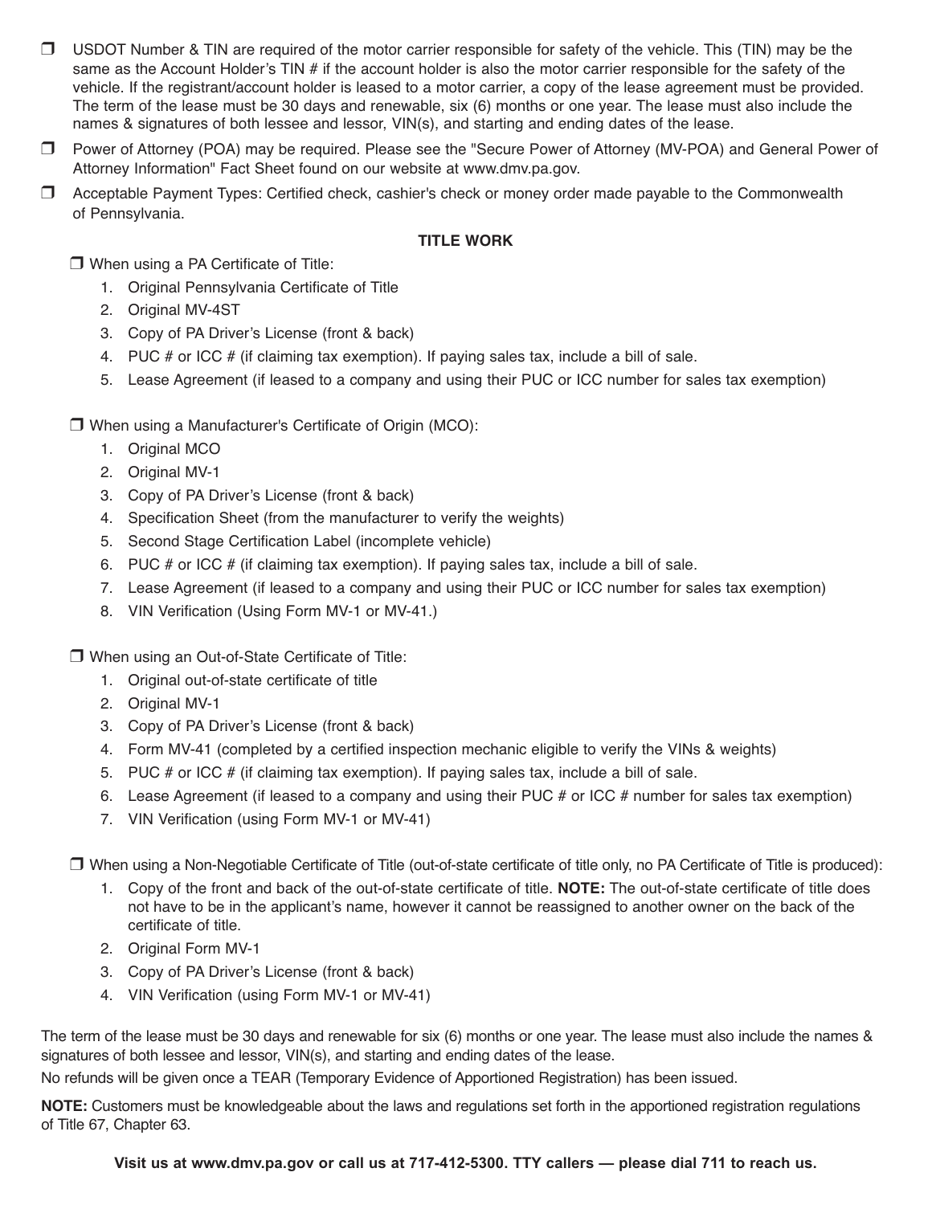- ❒ USDOT Number & TIN are required of the motor carrier responsible for safety of the vehicle. This (TIN) may be the same as the Account Holder's TIN # if the account holder is also the motor carrier responsible for the safety of the vehicle. If the registrant/account holder is leased to a motor carrier, a copy of the lease agreement must be provided. The term of the lease must be 30 days and renewable, six (6) months or one year. The lease must also include the names & signatures of both lessee and lessor, VIN(s), and starting and ending dates of the lease.
- ❒ Power of Attorney (POA) may be required. Please see the "Secure Power of Attorney (MV-POA) and General Power of Attorney Information" Fact Sheet found on our website at www.dmv.pa.gov.
- ❒ Acceptable Payment Types: Certified check, cashier's check or money order made payable to the Commonwealth of Pennsylvania.

**TITLE WORK**

❒ When using a PA Certificate of Title:

1. Original Pennsylvania Certificate of Title
2. Original MV-4ST
3. Copy of PA Driver's License (front & back)
4. PUC # or ICC # (if claiming tax exemption). If paying sales tax, include a bill of sale.
5. Lease Agreement (if leased to a company and using their PUC or ICC number for sales tax exemption)

❒ When using a Manufacturer's Certificate of Origin (MCO):

1. Original MCO
2. Original MV-1
3. Copy of PA Driver's License (front & back)
4. Specification Sheet (from the manufacturer to verify the weights)
5. Second Stage Certification Label (incomplete vehicle)
6. PUC # or ICC # (if claiming tax exemption). If paying sales tax, include a bill of sale.
7. Lease Agreement (if leased to a company and using their PUC or ICC number for sales tax exemption)
8. VIN Verification (Using Form MV-1 or MV-41.)

❒ When using an Out-of-State Certificate of Title:

1. Original out-of-state certificate of title
2. Original MV-1
3. Copy of PA Driver's License (front & back)
4. Form MV-41 (completed by a certified inspection mechanic eligible to verify the VINs & weights)
5. PUC # or ICC # (if claiming tax exemption). If paying sales tax, include a bill of sale.
6. Lease Agreement (if leased to a company and using their PUC # or ICC # number for sales tax exemption)
7. VIN Verification (using Form MV-1 or MV-41)

❒ When using a Non-Negotiable Certificate of Title (out-of-state certificate of title only, no PA Certificate of Title is produced):

1. Copy of the front and back of the out-of-state certificate of title. **NOTE:** The out-of-state certificate of title does not have to be in the applicant's name, however it cannot be reassigned to another owner on the back of the certificate of title.
2. Original Form MV-1
3. Copy of PA Driver's License (front & back)
4. VIN Verification (using Form MV-1 or MV-41)

The term of the lease must be 30 days and renewable for six (6) months or one year. The lease must also include the names & signatures of both lessee and lessor, VIN(s), and starting and ending dates of the lease.

No refunds will be given once a TEAR (Temporary Evidence of Apportioned Registration) has been issued.

**NOTE:** Customers must be knowledgeable about the laws and regulations set forth in the apportioned registration regulations of Title 67, Chapter 63.

**Visit us at www.dmv.pa.gov or call us at 717-412-5300. TTY callers — please dial 711 to reach us.**